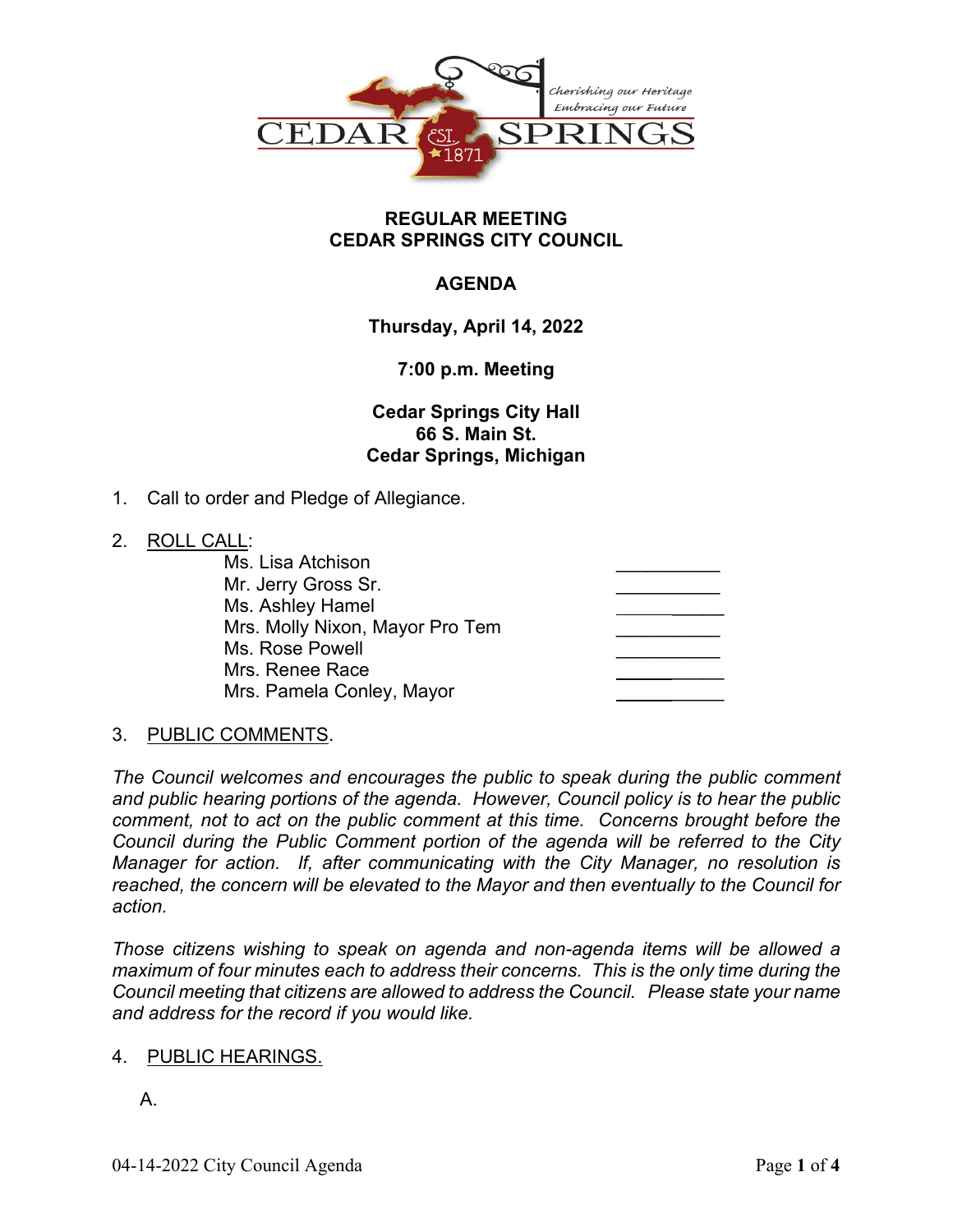CEDAR SPRINGS

Cherishing our Heritage
Embracing our Future

EST. 1871

**REGULAR MEETING**
**CEDAR SPRINGS CITY COUNCIL**

**AGENDA**

**Thursday, April 14, 2022**

**7:00 p.m. Meeting**

**Cedar Springs City Hall**
**66 S. Main St.**
**Cedar Springs, Michigan**

1. Call to order and Pledge of Allegiance.

2. ROLL CALL:

| | |
|---|---|
| Ms. Lisa Atchison | ___________ |
| Mr. Jerry Gross Sr. | ___________ |
| Ms. Ashley Hamel | ___________ |
| Mrs. Molly Nixon, Mayor Pro Tem | ___________ |
| Ms. Rose Powell | ___________ |
| Mrs. Renee Race | ___________ |
| Mrs. Pamela Conley, Mayor | ___________ |

3. PUBLIC COMMENTS.

*The Council welcomes and encourages the public to speak during the public comment and public hearing portions of the agenda. However, Council policy is to hear the public comment, not to act on the public comment at this time. Concerns brought before the Council during the Public Comment portion of the agenda will be referred to the City Manager for action. If, after communicating with the City Manager, no resolution is reached, the concern will be elevated to the Mayor and then eventually to the Council for action.*

*Those citizens wishing to speak on agenda and non-agenda items will be allowed a maximum of four minutes each to address their concerns. This is the only time during the Council meeting that citizens are allowed to address the Council. Please state your name and address for the record if you would like.*

4. PUBLIC HEARINGS.

   A.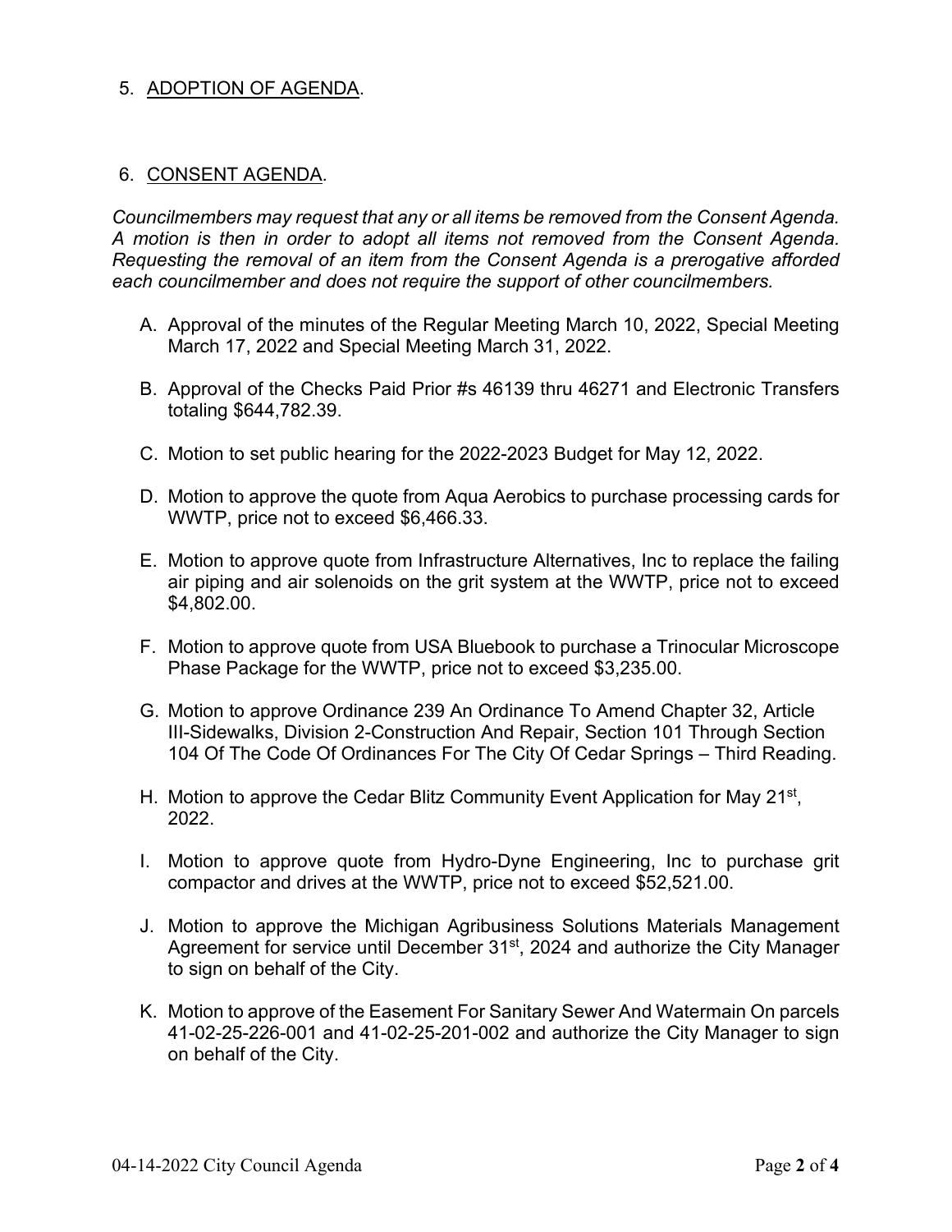5. ADOPTION OF AGENDA.

6. CONSENT AGENDA.

*Councilmembers may request that any or all items be removed from the Consent Agenda. A motion is then in order to adopt all items not removed from the Consent Agenda. Requesting the removal of an item from the Consent Agenda is a prerogative afforded each councilmember and does not require the support of other councilmembers.*

A. Approval of the minutes of the Regular Meeting March 10, 2022, Special Meeting March 17, 2022 and Special Meeting March 31, 2022.

B. Approval of the Checks Paid Prior #s 46139 thru 46271 and Electronic Transfers totaling $644,782.39.

C. Motion to set public hearing for the 2022-2023 Budget for May 12, 2022.

D. Motion to approve the quote from Aqua Aerobics to purchase processing cards for WWTP, price not to exceed $6,466.33.

E. Motion to approve quote from Infrastructure Alternatives, Inc to replace the failing air piping and air solenoids on the grit system at the WWTP, price not to exceed $4,802.00.

F. Motion to approve quote from USA Bluebook to purchase a Trinocular Microscope Phase Package for the WWTP, price not to exceed $3,235.00.

G. Motion to approve Ordinance 239 An Ordinance To Amend Chapter 32, Article III-Sidewalks, Division 2-Construction And Repair, Section 101 Through Section 104 Of The Code Of Ordinances For The City Of Cedar Springs – Third Reading.

H. Motion to approve the Cedar Blitz Community Event Application for May 21st, 2022.

I. Motion to approve quote from Hydro-Dyne Engineering, Inc to purchase grit compactor and drives at the WWTP, price not to exceed $52,521.00.

J. Motion to approve the Michigan Agribusiness Solutions Materials Management Agreement for service until December 31st, 2024 and authorize the City Manager to sign on behalf of the City.

K. Motion to approve of the Easement For Sanitary Sewer And Watermain On parcels 41-02-25-226-001 and 41-02-25-201-002 and authorize the City Manager to sign on behalf of the City.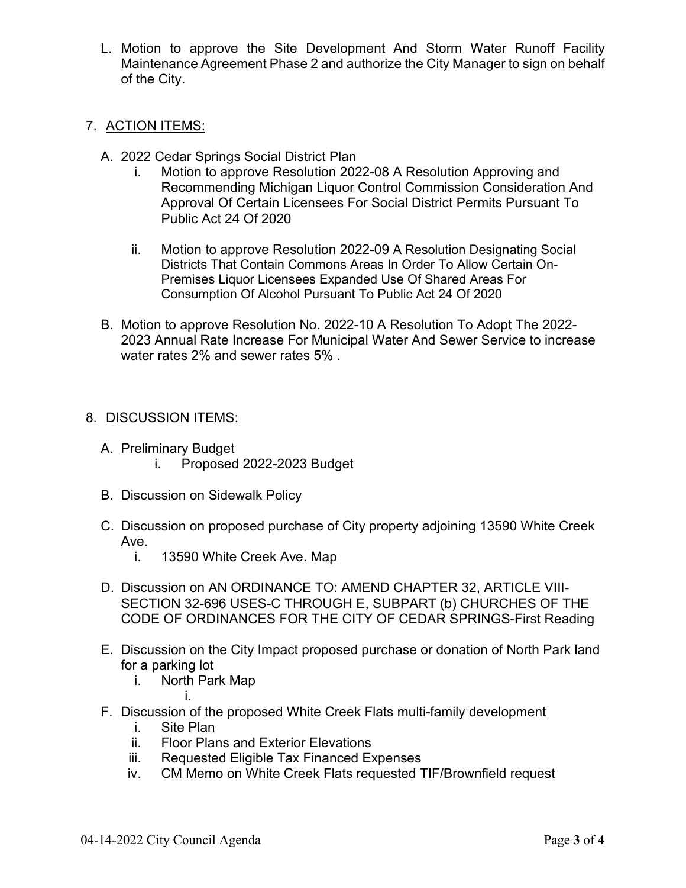L. Motion to approve the Site Development And Storm Water Runoff Facility Maintenance Agreement Phase 2 and authorize the City Manager to sign on behalf of the City.

7. <u>ACTION ITEMS:</u>

   A. 2022 Cedar Springs Social District Plan
      i. Motion to approve Resolution 2022-08 A Resolution Approving and Recommending Michigan Liquor Control Commission Consideration And Approval Of Certain Licensees For Social District Permits Pursuant To Public Act 24 Of 2020

      ii. Motion to approve Resolution 2022-09 A Resolution Designating Social Districts That Contain Commons Areas In Order To Allow Certain On-Premises Liquor Licensees Expanded Use Of Shared Areas For Consumption Of Alcohol Pursuant To Public Act 24 Of 2020

   B. Motion to approve Resolution No. 2022-10 A Resolution To Adopt The 2022-2023 Annual Rate Increase For Municipal Water And Sewer Service to increase water rates 2% and sewer rates 5% .

8. <u>DISCUSSION ITEMS:</u>

   A. Preliminary Budget
      i. Proposed 2022-2023 Budget

   B. Discussion on Sidewalk Policy

   C. Discussion on proposed purchase of City property adjoining 13590 White Creek Ave.
      i. 13590 White Creek Ave. Map

   D. Discussion on AN ORDINANCE TO: AMEND CHAPTER 32, ARTICLE VIII-SECTION 32-696 USES-C THROUGH E, SUBPART (b) CHURCHES OF THE CODE OF ORDINANCES FOR THE CITY OF CEDAR SPRINGS-First Reading

   E. Discussion on the City Impact proposed purchase or donation of North Park land for a parking lot
      i. North Park Map
         i.

   F. Discussion of the proposed White Creek Flats multi-family development
      i. Site Plan
      ii. Floor Plans and Exterior Elevations
      iii. Requested Eligible Tax Financed Expenses
      iv. CM Memo on White Creek Flats requested TIF/Brownfield request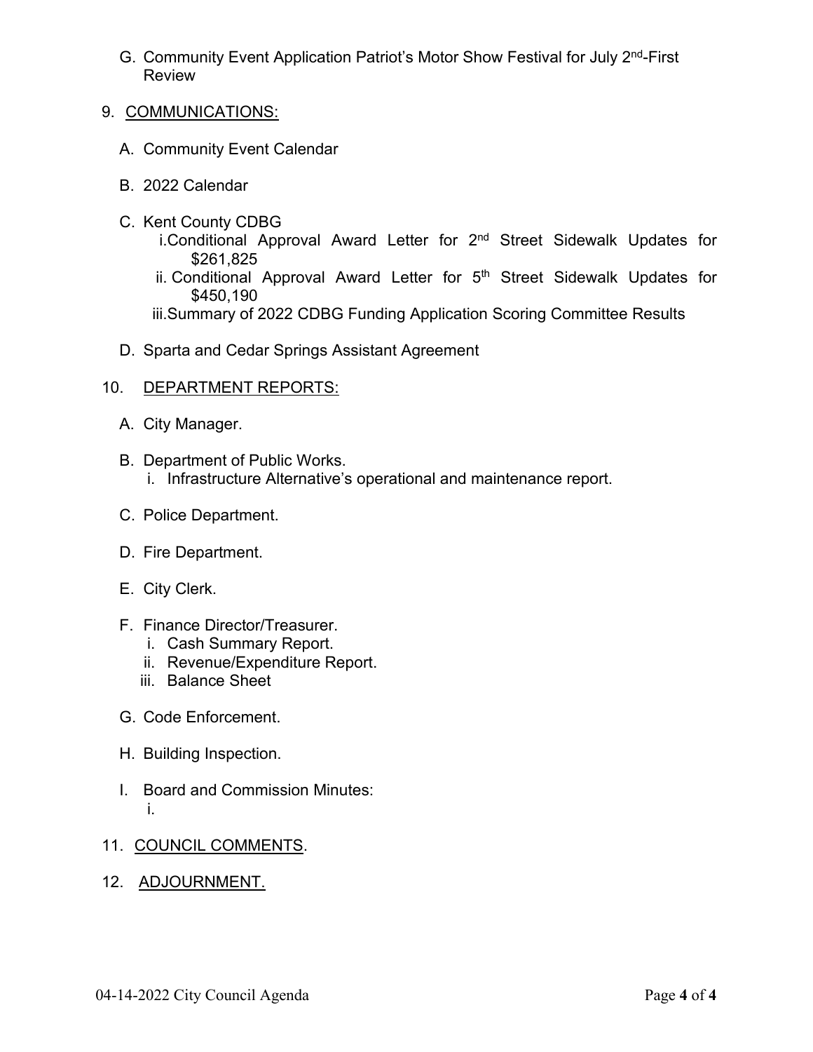G. Community Event Application Patriot's Motor Show Festival for July 2nd-First Review

9. COMMUNICATIONS:

   A. Community Event Calendar

   B. 2022 Calendar

   C. Kent County CDBG
      i. Conditional Approval Award Letter for 2nd Street Sidewalk Updates for $261,825
      ii. Conditional Approval Award Letter for 5th Street Sidewalk Updates for $450,190
      iii. Summary of 2022 CDBG Funding Application Scoring Committee Results

   D. Sparta and Cedar Springs Assistant Agreement

10. DEPARTMENT REPORTS:

   A. City Manager.

   B. Department of Public Works.
      i. Infrastructure Alternative's operational and maintenance report.

   C. Police Department.

   D. Fire Department.

   E. City Clerk.

   F. Finance Director/Treasurer.
      i. Cash Summary Report.
      ii. Revenue/Expenditure Report.
      iii. Balance Sheet

   G. Code Enforcement.

   H. Building Inspection.

   I. Board and Commission Minutes:
      i.

11. COUNCIL COMMENTS.

12. ADJOURNMENT.